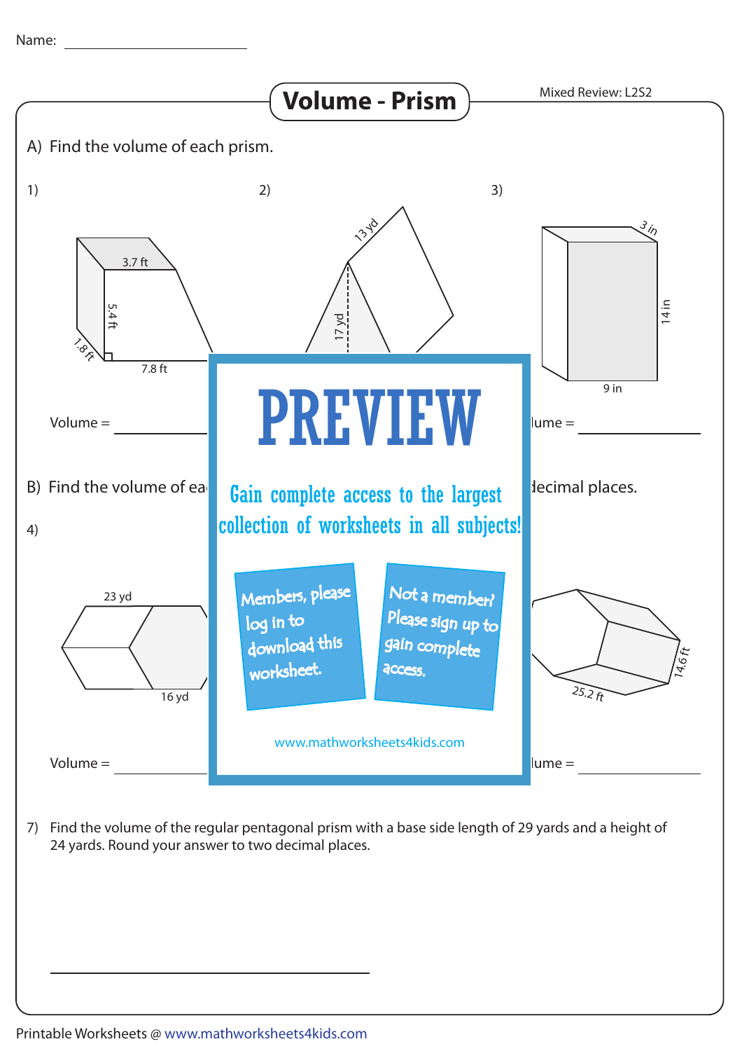Name: ______________________

# Volume - Prism

Mixed Review: L2S2

A) Find the volume of each prism.

1)

3.7 ft

5.4 ft

1.8 ft

7.8 ft

Volume = ______________

2)

13 yd

17 yd

3)

3 in

14 in

9 in

lume = ______________

B) Find the volume of ea                                                              decimal places.

4)

23 yd

16 yd

Volume = ______________

PREVIEW

Gain complete access to the largest collection of worksheets in all subjects!

Members, please log in to download this worksheet.

Not a member? Please sign up to gain complete access.

www.mathworksheets4kids.com

14.6 ft

25.2 ft

lume = ______________

7) Find the volume of the regular pentagonal prism with a base side length of 29 yards and a height of 24 yards. Round your answer to two decimal places.

______________________________________

Printable Worksheets @ www.mathworksheets4kids.com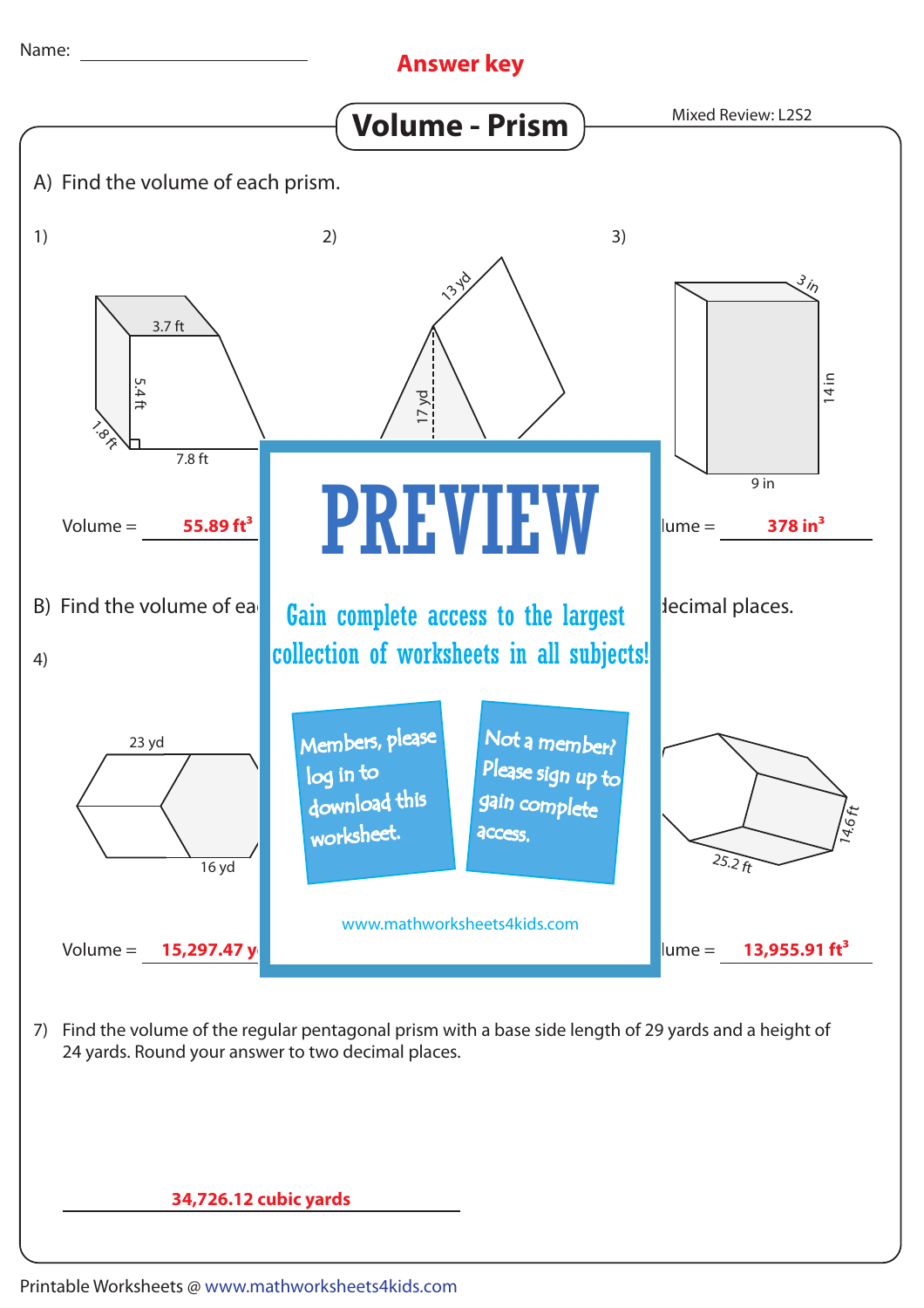Name: ____________________

**Answer key**

# Volume - Prism

Mixed Review: L2S2

A) Find the volume of each prism.

1)

3.7 ft

5.4 ft

1.8 ft

7.8 ft

Volume = **55.89 $ft^3$**

2)

13 yd

17 yd

3)

3 in

14 in

9 in

Volume = **378 $in^3$**

B) Find the volume of ea... decimal places.

4)

23 yd

16 yd

Volume = **15,297.47 y...**

25.2 ft

14.6 ft

Volume = **13,955.91 $ft^3$**

PREVIEW

Gain complete access to the largest collection of worksheets in all subjects!

Members, please log in to download this worksheet.

Not a member? Please sign up to gain complete access.

www.mathworksheets4kids.com

7) Find the volume of the regular pentagonal prism with a base side length of 29 yards and a height of 24 yards. Round your answer to two decimal places.

**34,726.12 cubic yards**